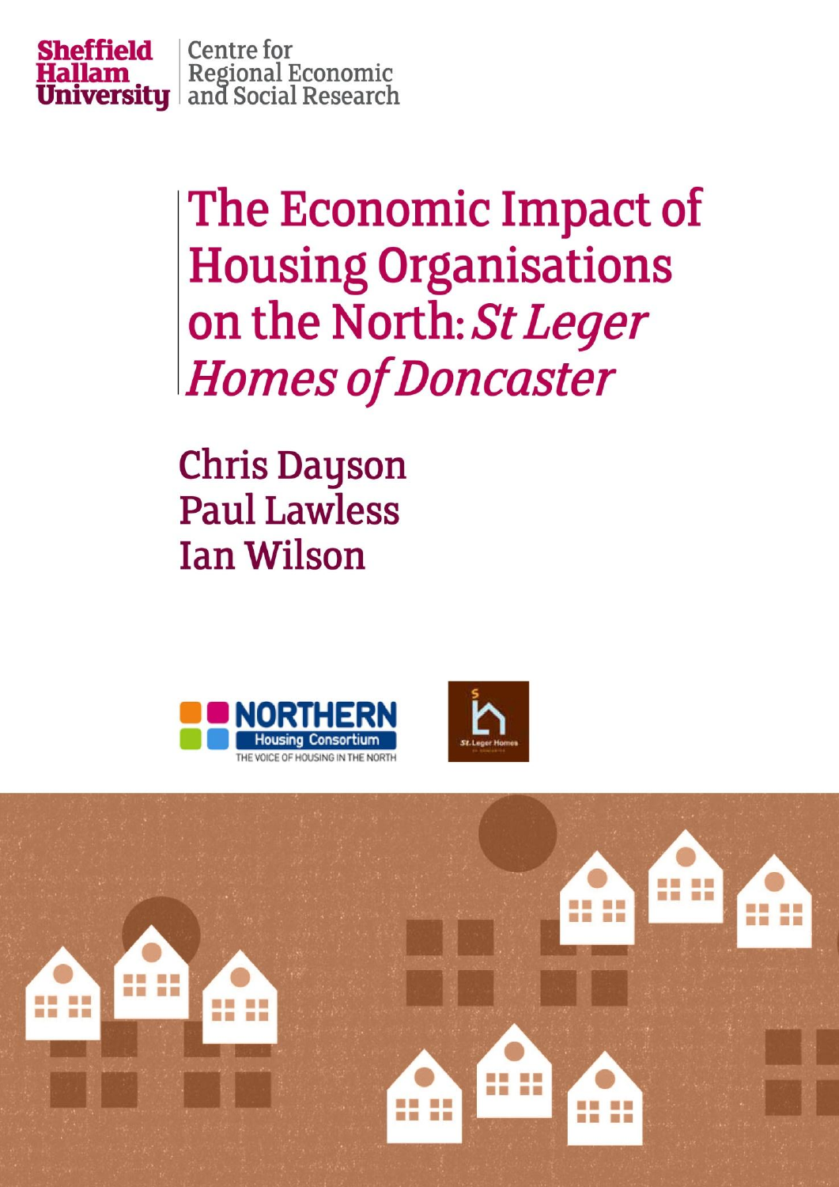Sheffield Hallam University | Centre for Regional Economic and Social Research

# The Economic Impact of Housing Organisations on the North: *St Leger Homes of Doncaster*

Chris Dayson
Paul Lawless
Ian Wilson

NORTHERN Housing Consortium
THE VOICE OF HOUSING IN THE NORTH

St. Leger Homes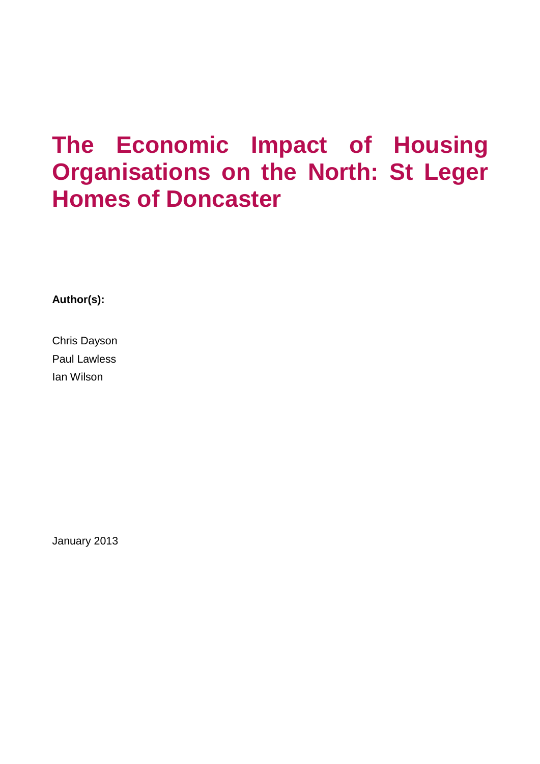# The Economic Impact of Housing Organisations on the North: St Leger Homes of Doncaster

**Author(s):**

Chris Dayson

Paul Lawless

Ian Wilson

January 2013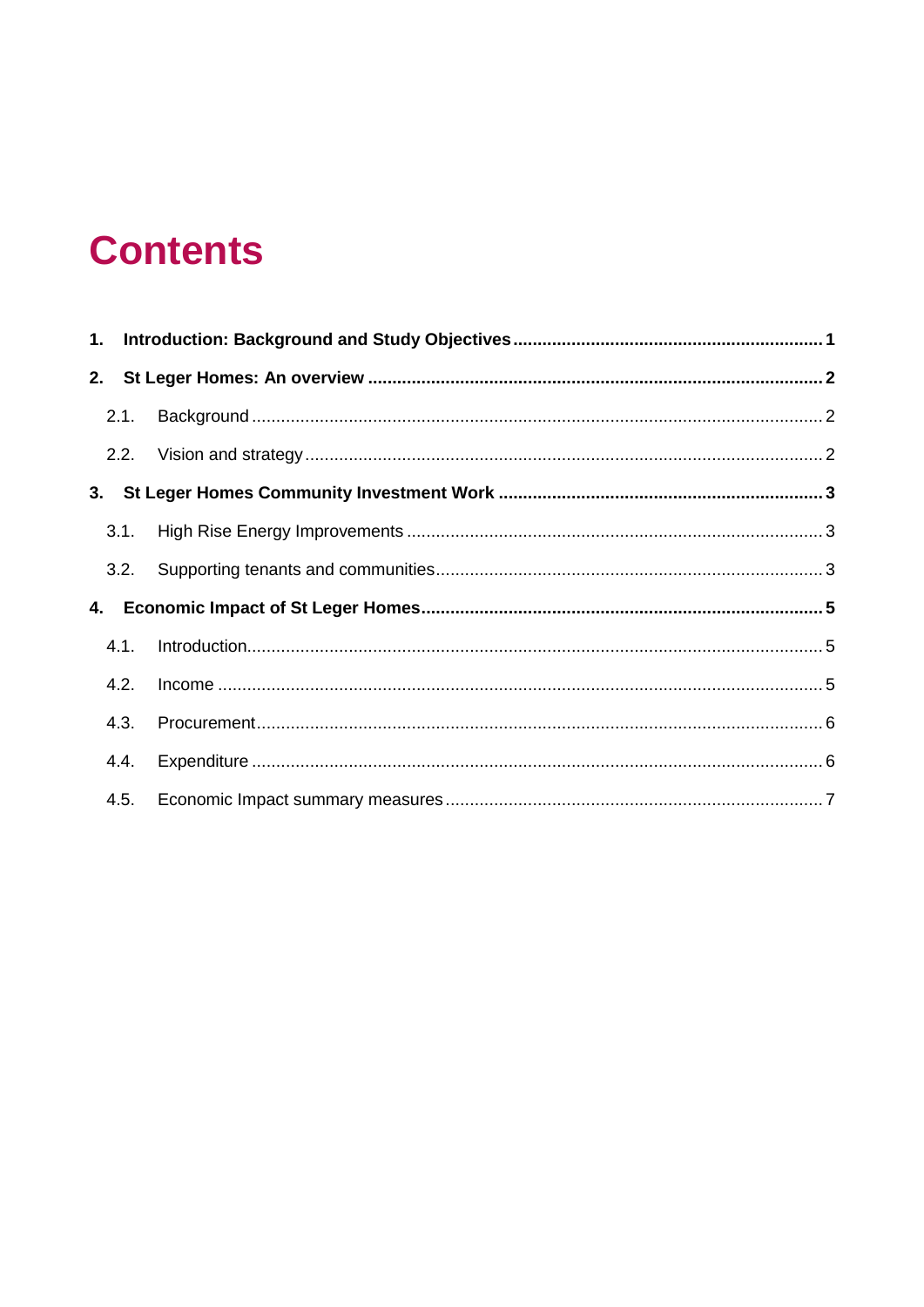# Contents

**1. Introduction: Background and Study Objectives** .......... **1**

**2. St Leger Homes: An overview** .......... **2**

2.1. Background .......... 2

2.2. Vision and strategy .......... 2

**3. St Leger Homes Community Investment Work** .......... **3**

3.1. High Rise Energy Improvements .......... 3

3.2. Supporting tenants and communities .......... 3

**4. Economic Impact of St Leger Homes** .......... **5**

4.1. Introduction .......... 5

4.2. Income .......... 5

4.3. Procurement .......... 6

4.4. Expenditure .......... 6

4.5. Economic Impact summary measures .......... 7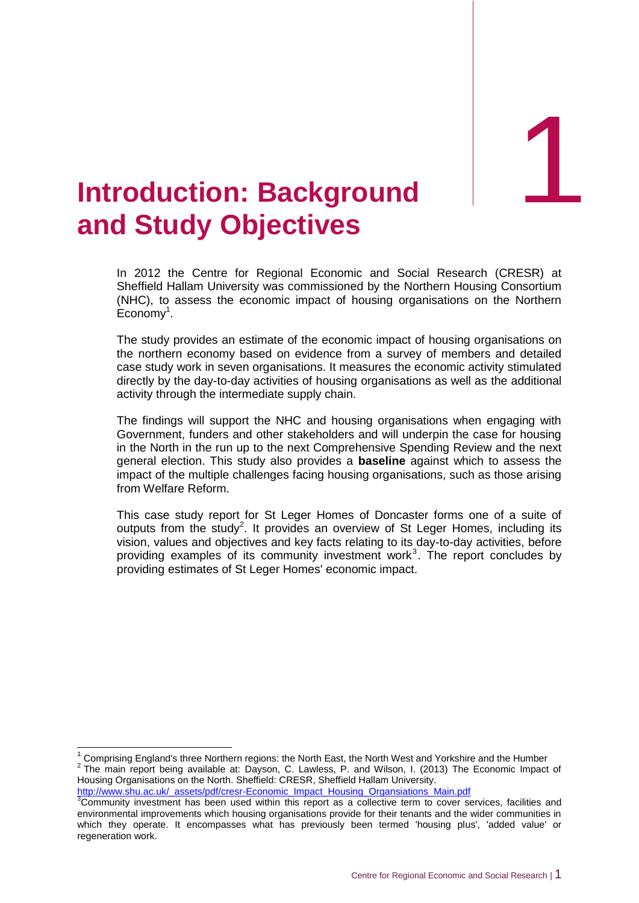# 1 Introduction: Background and Study Objectives

In 2012 the Centre for Regional Economic and Social Research (CRESR) at Sheffield Hallam University was commissioned by the Northern Housing Consortium (NHC), to assess the economic impact of housing organisations on the Northern Economy[1].

The study provides an estimate of the economic impact of housing organisations on the northern economy based on evidence from a survey of members and detailed case study work in seven organisations. It measures the economic activity stimulated directly by the day-to-day activities of housing organisations as well as the additional activity through the intermediate supply chain.

The findings will support the NHC and housing organisations when engaging with Government, funders and other stakeholders and will underpin the case for housing in the North in the run up to the next Comprehensive Spending Review and the next general election. This study also provides a **baseline** against which to assess the impact of the multiple challenges facing housing organisations, such as those arising from Welfare Reform.

This case study report for St Leger Homes of Doncaster forms one of a suite of outputs from the study[2]. It provides an overview of St Leger Homes, including its vision, values and objectives and key facts relating to its day-to-day activities, before providing examples of its community investment work[3]. The report concludes by providing estimates of St Leger Homes' economic impact.

---

[1] Comprising England's three Northern regions: the North East, the North West and Yorkshire and the Humber

[2] The main report being available at: Dayson, C. Lawless, P. and Wilson, I. (2013) The Economic Impact of Housing Organisations on the North. Sheffield: CRESR, Sheffield Hallam University. http://www.shu.ac.uk/_assets/pdf/cresr-Economic_Impact_Housing_Organsiations_Main.pdf

[3] Community investment has been used within this report as a collective term to cover services, facilities and environmental improvements which housing organisations provide for their tenants and the wider communities in which they operate. It encompasses what has previously been termed 'housing plus', 'added value' or regeneration work.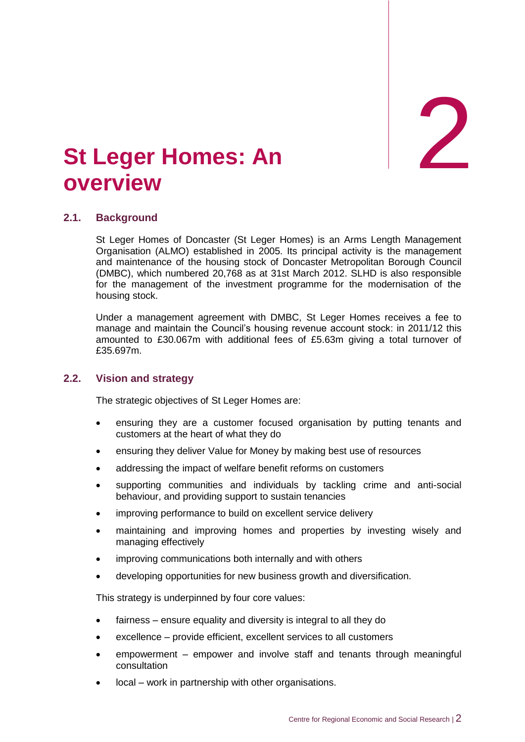# 2 St Leger Homes: An overview

## 2.1. Background

St Leger Homes of Doncaster (St Leger Homes) is an Arms Length Management Organisation (ALMO) established in 2005. Its principal activity is the management and maintenance of the housing stock of Doncaster Metropolitan Borough Council (DMBC), which numbered 20,768 as at 31st March 2012. SLHD is also responsible for the management of the investment programme for the modernisation of the housing stock.

Under a management agreement with DMBC, St Leger Homes receives a fee to manage and maintain the Council's housing revenue account stock: in 2011/12 this amounted to £30.067m with additional fees of £5.63m giving a total turnover of £35.697m.

## 2.2. Vision and strategy

The strategic objectives of St Leger Homes are:

- ensuring they are a customer focused organisation by putting tenants and customers at the heart of what they do
- ensuring they deliver Value for Money by making best use of resources
- addressing the impact of welfare benefit reforms on customers
- supporting communities and individuals by tackling crime and anti-social behaviour, and providing support to sustain tenancies
- improving performance to build on excellent service delivery
- maintaining and improving homes and properties by investing wisely and managing effectively
- improving communications both internally and with others
- developing opportunities for new business growth and diversification.

This strategy is underpinned by four core values:

- fairness – ensure equality and diversity is integral to all they do
- excellence – provide efficient, excellent services to all customers
- empowerment – empower and involve staff and tenants through meaningful consultation
- local – work in partnership with other organisations.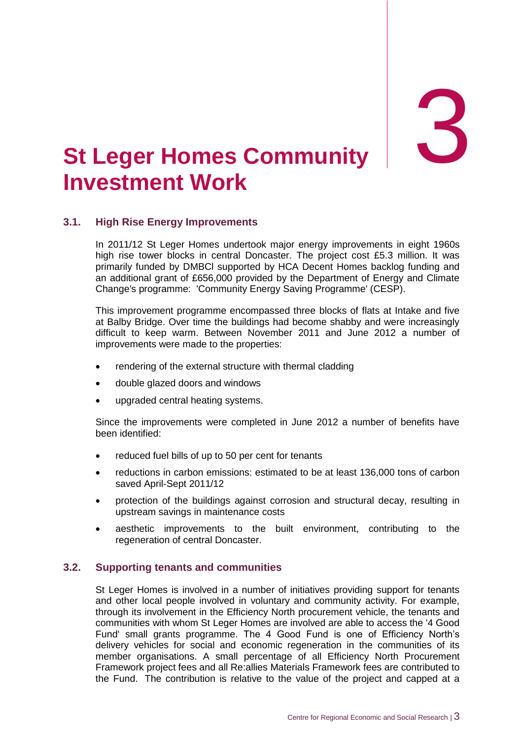# 3 St Leger Homes Community Investment Work

## 3.1. High Rise Energy Improvements

In 2011/12 St Leger Homes undertook major energy improvements in eight 1960s high rise tower blocks in central Doncaster. The project cost £5.3 million. It was primarily funded by DMBCl supported by HCA Decent Homes backlog funding and an additional grant of £656,000 provided by the Department of Energy and Climate Change's programme: 'Community Energy Saving Programme' (CESP).

This improvement programme encompassed three blocks of flats at Intake and five at Balby Bridge. Over time the buildings had become shabby and were increasingly difficult to keep warm. Between November 2011 and June 2012 a number of improvements were made to the properties:

- rendering of the external structure with thermal cladding
- double glazed doors and windows
- upgraded central heating systems.

Since the improvements were completed in June 2012 a number of benefits have been identified:

- reduced fuel bills of up to 50 per cent for tenants
- reductions in carbon emissions: estimated to be at least 136,000 tons of carbon saved April-Sept 2011/12
- protection of the buildings against corrosion and structural decay, resulting in upstream savings in maintenance costs
- aesthetic improvements to the built environment, contributing to the regeneration of central Doncaster.

## 3.2. Supporting tenants and communities

St Leger Homes is involved in a number of initiatives providing support for tenants and other local people involved in voluntary and community activity. For example, through its involvement in the Efficiency North procurement vehicle, the tenants and communities with whom St Leger Homes are involved are able to access the '4 Good Fund' small grants programme. The 4 Good Fund is one of Efficiency North's delivery vehicles for social and economic regeneration in the communities of its member organisations. A small percentage of all Efficiency North Procurement Framework project fees and all Re:allies Materials Framework fees are contributed to the Fund. The contribution is relative to the value of the project and capped at a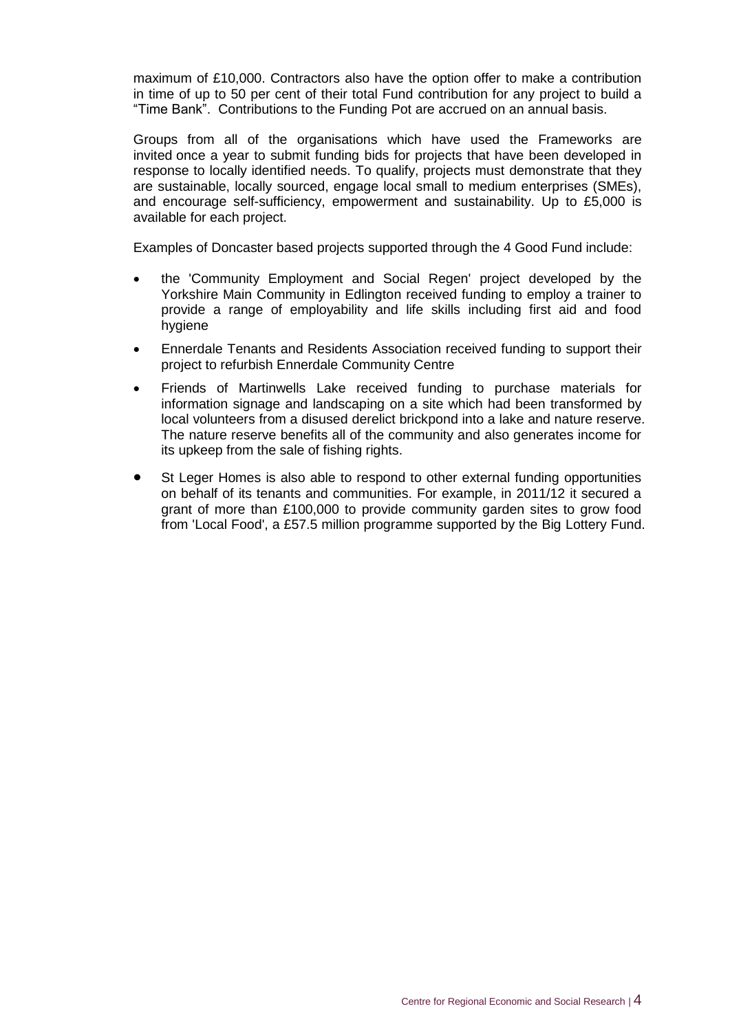maximum of £10,000. Contractors also have the option offer to make a contribution in time of up to 50 per cent of their total Fund contribution for any project to build a "Time Bank". Contributions to the Funding Pot are accrued on an annual basis.

Groups from all of the organisations which have used the Frameworks are invited once a year to submit funding bids for projects that have been developed in response to locally identified needs. To qualify, projects must demonstrate that they are sustainable, locally sourced, engage local small to medium enterprises (SMEs), and encourage self-sufficiency, empowerment and sustainability. Up to £5,000 is available for each project.

Examples of Doncaster based projects supported through the 4 Good Fund include:

- the 'Community Employment and Social Regen' project developed by the Yorkshire Main Community in Edlington received funding to employ a trainer to provide a range of employability and life skills including first aid and food hygiene
- Ennerdale Tenants and Residents Association received funding to support their project to refurbish Ennerdale Community Centre
- Friends of Martinwells Lake received funding to purchase materials for information signage and landscaping on a site which had been transformed by local volunteers from a disused derelict brickpond into a lake and nature reserve. The nature reserve benefits all of the community and also generates income for its upkeep from the sale of fishing rights.
- St Leger Homes is also able to respond to other external funding opportunities on behalf of its tenants and communities. For example, in 2011/12 it secured a grant of more than £100,000 to provide community garden sites to grow food from 'Local Food', a £57.5 million programme supported by the Big Lottery Fund.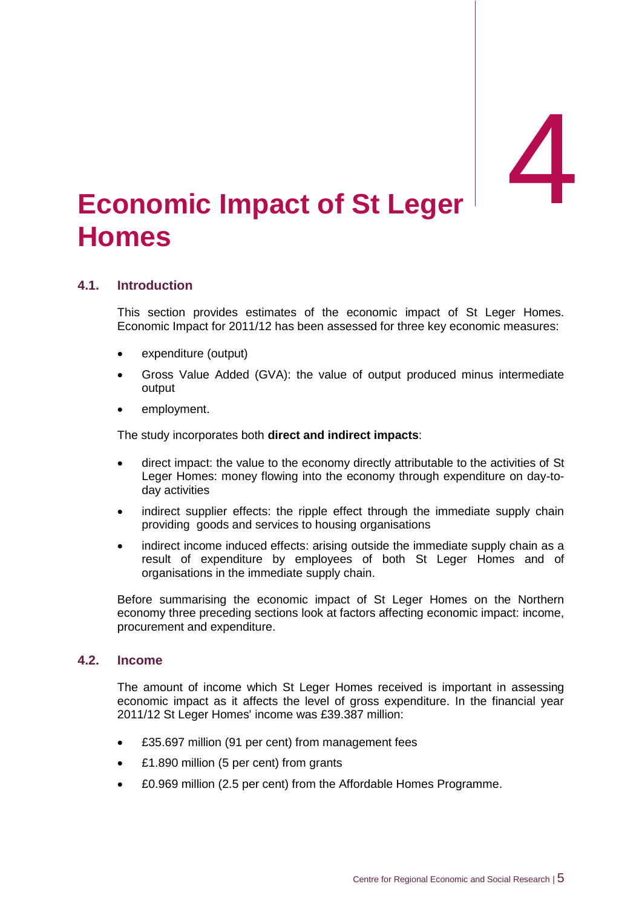# 4 Economic Impact of St Leger Homes

## 4.1. Introduction

This section provides estimates of the economic impact of St Leger Homes. Economic Impact for 2011/12 has been assessed for three key economic measures:

- expenditure (output)
- Gross Value Added (GVA): the value of output produced minus intermediate output
- employment.

The study incorporates both **direct and indirect impacts**:

- direct impact: the value to the economy directly attributable to the activities of St Leger Homes: money flowing into the economy through expenditure on day-to-day activities
- indirect supplier effects: the ripple effect through the immediate supply chain providing goods and services to housing organisations
- indirect income induced effects: arising outside the immediate supply chain as a result of expenditure by employees of both St Leger Homes and of organisations in the immediate supply chain.

Before summarising the economic impact of St Leger Homes on the Northern economy three preceding sections look at factors affecting economic impact: income, procurement and expenditure.

## 4.2. Income

The amount of income which St Leger Homes received is important in assessing economic impact as it affects the level of gross expenditure. In the financial year 2011/12 St Leger Homes' income was £39.387 million:

- £35.697 million (91 per cent) from management fees
- £1.890 million (5 per cent) from grants
- £0.969 million (2.5 per cent) from the Affordable Homes Programme.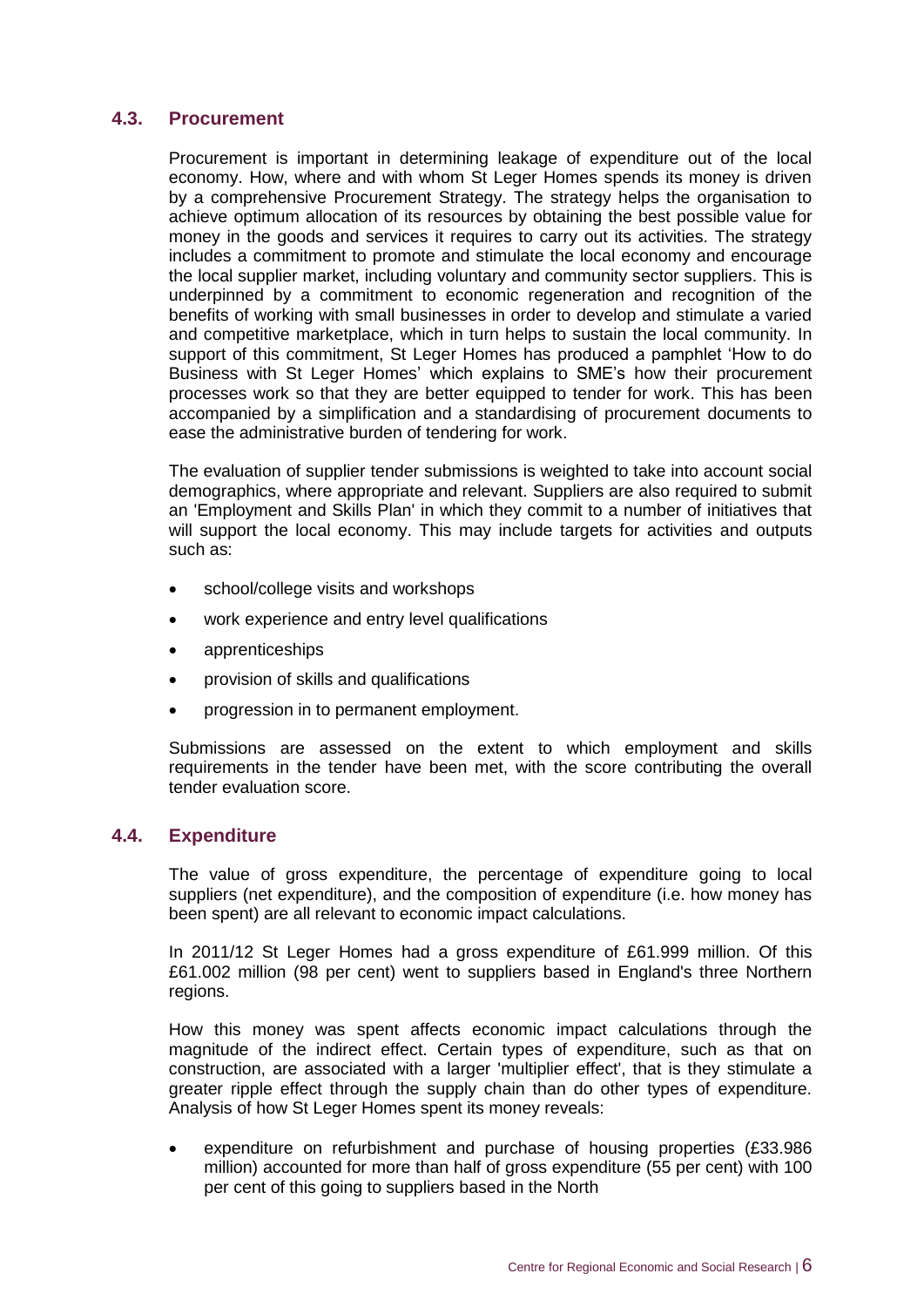### 4.3. Procurement

Procurement is important in determining leakage of expenditure out of the local economy. How, where and with whom St Leger Homes spends its money is driven by a comprehensive Procurement Strategy. The strategy helps the organisation to achieve optimum allocation of its resources by obtaining the best possible value for money in the goods and services it requires to carry out its activities. The strategy includes a commitment to promote and stimulate the local economy and encourage the local supplier market, including voluntary and community sector suppliers. This is underpinned by a commitment to economic regeneration and recognition of the benefits of working with small businesses in order to develop and stimulate a varied and competitive marketplace, which in turn helps to sustain the local community. In support of this commitment, St Leger Homes has produced a pamphlet 'How to do Business with St Leger Homes' which explains to SME's how their procurement processes work so that they are better equipped to tender for work. This has been accompanied by a simplification and a standardising of procurement documents to ease the administrative burden of tendering for work.

The evaluation of supplier tender submissions is weighted to take into account social demographics, where appropriate and relevant. Suppliers are also required to submit an 'Employment and Skills Plan' in which they commit to a number of initiatives that will support the local economy. This may include targets for activities and outputs such as:

- school/college visits and workshops
- work experience and entry level qualifications
- apprenticeships
- provision of skills and qualifications
- progression in to permanent employment.

Submissions are assessed on the extent to which employment and skills requirements in the tender have been met, with the score contributing the overall tender evaluation score.

### 4.4. Expenditure

The value of gross expenditure, the percentage of expenditure going to local suppliers (net expenditure), and the composition of expenditure (i.e. how money has been spent) are all relevant to economic impact calculations.

In 2011/12 St Leger Homes had a gross expenditure of £61.999 million. Of this £61.002 million (98 per cent) went to suppliers based in England's three Northern regions.

How this money was spent affects economic impact calculations through the magnitude of the indirect effect. Certain types of expenditure, such as that on construction, are associated with a larger 'multiplier effect', that is they stimulate a greater ripple effect through the supply chain than do other types of expenditure. Analysis of how St Leger Homes spent its money reveals:

- expenditure on refurbishment and purchase of housing properties (£33.986 million) accounted for more than half of gross expenditure (55 per cent) with 100 per cent of this going to suppliers based in the North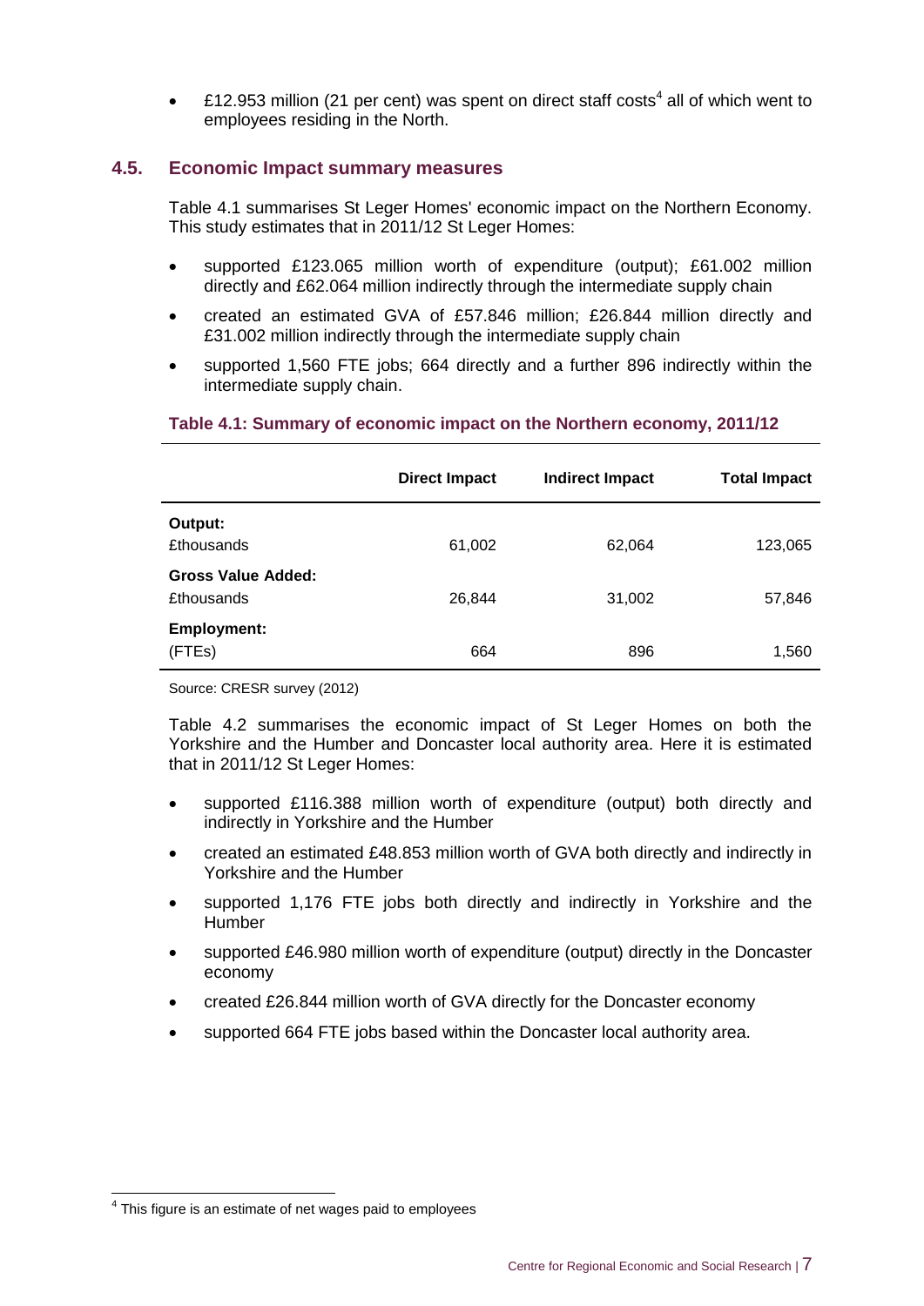- £12.953 million (21 per cent) was spent on direct staff costs[4] all of which went to employees residing in the North.

## 4.5. Economic Impact summary measures

Table 4.1 summarises St Leger Homes' economic impact on the Northern Economy. This study estimates that in 2011/12 St Leger Homes:

- supported £123.065 million worth of expenditure (output); £61.002 million directly and £62.064 million indirectly through the intermediate supply chain
- created an estimated GVA of £57.846 million; £26.844 million directly and £31.002 million indirectly through the intermediate supply chain
- supported 1,560 FTE jobs; 664 directly and a further 896 indirectly within the intermediate supply chain.

**Table 4.1: Summary of economic impact on the Northern economy, 2011/12**

| | Direct Impact | Indirect Impact | Total Impact |
|---|---|---|---|
| **Output:** £thousands | 61,002 | 62,064 | 123,065 |
| **Gross Value Added:** £thousands | 26,844 | 31,002 | 57,846 |
| **Employment:** (FTEs) | 664 | 896 | 1,560 |

Source: CRESR survey (2012)

Table 4.2 summarises the economic impact of St Leger Homes on both the Yorkshire and the Humber and Doncaster local authority area. Here it is estimated that in 2011/12 St Leger Homes:

- supported £116.388 million worth of expenditure (output) both directly and indirectly in Yorkshire and the Humber
- created an estimated £48.853 million worth of GVA both directly and indirectly in Yorkshire and the Humber
- supported 1,176 FTE jobs both directly and indirectly in Yorkshire and the Humber
- supported £46.980 million worth of expenditure (output) directly in the Doncaster economy
- created £26.844 million worth of GVA directly for the Doncaster economy
- supported 664 FTE jobs based within the Doncaster local authority area.

[4] This figure is an estimate of net wages paid to employees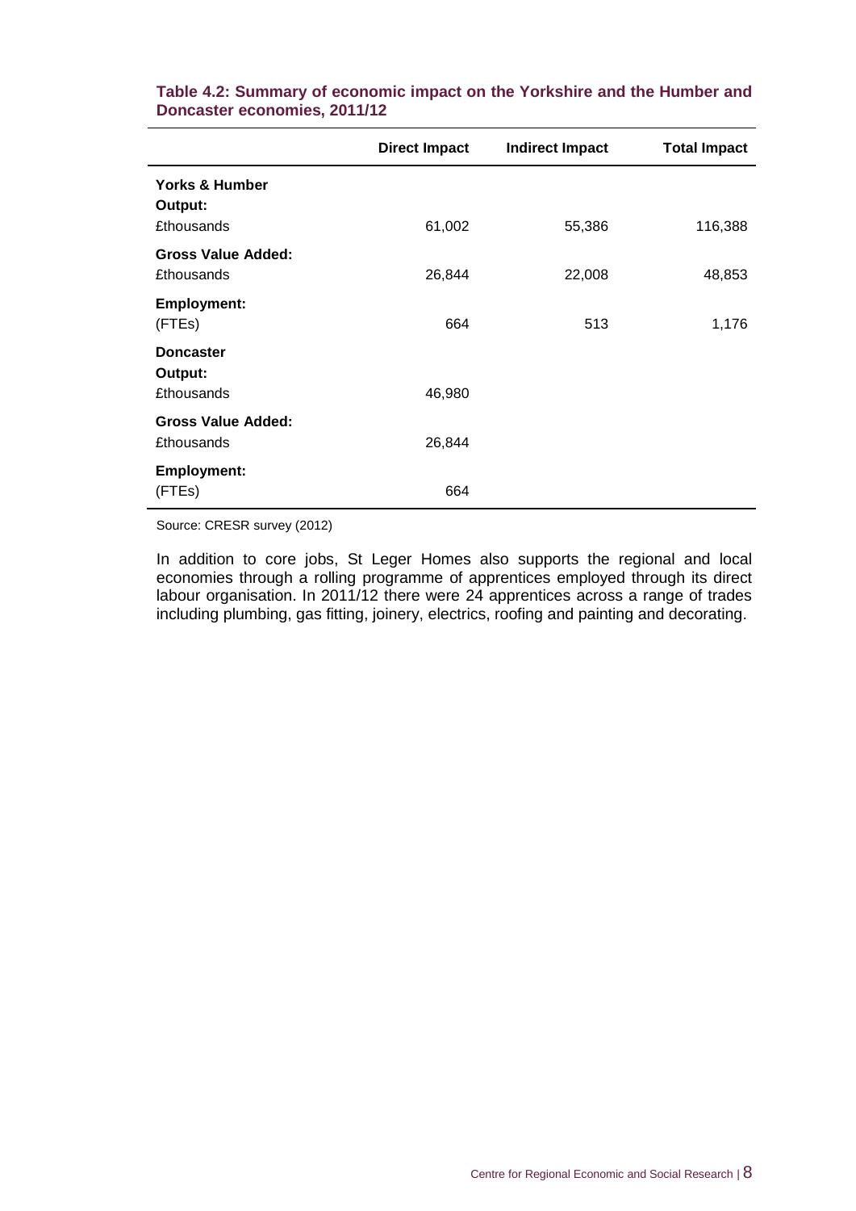**Table 4.2: Summary of economic impact on the Yorkshire and the Humber and Doncaster economies, 2011/12**

| | Direct Impact | Indirect Impact | Total Impact |
|---|---|---|---|
| **Yorks & Humber** | | | |
| **Output:** £thousands | 61,002 | 55,386 | 116,388 |
| **Gross Value Added:** £thousands | 26,844 | 22,008 | 48,853 |
| **Employment:** (FTEs) | 664 | 513 | 1,176 |
| **Doncaster** | | | |
| **Output:** £thousands | 46,980 | | |
| **Gross Value Added:** £thousands | 26,844 | | |
| **Employment:** (FTEs) | 664 | | |

Source: CRESR survey (2012)

In addition to core jobs, St Leger Homes also supports the regional and local economies through a rolling programme of apprentices employed through its direct labour organisation. In 2011/12 there were 24 apprentices across a range of trades including plumbing, gas fitting, joinery, electrics, roofing and painting and decorating.